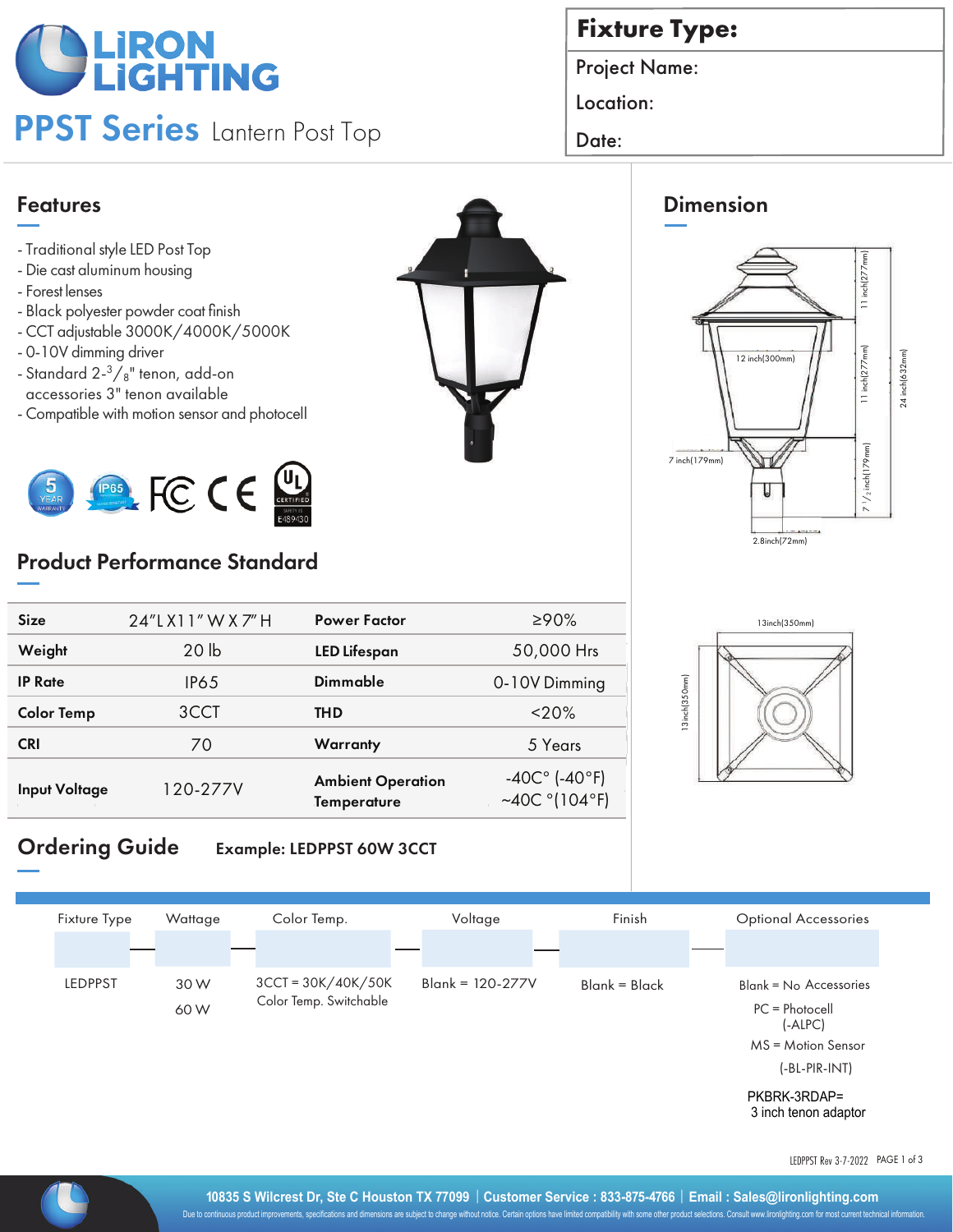# LIRON LIGHTING

## PPST Series Lantern Post Top

| Fixture Type: |
|---|
| Project Name: |
| Location: |
| Date: |

## Features

- Traditional style LED Post Top
- Die cast aluminum housing
- Forest lenses
- Black polyester powder coat finish
- CCT adjustable 3000K/4000K/5000K
- 0-10V dimming driver
- Standard 2-$^{3}/_{8}$" tenon, add-on accessories 3" tenon available
- Compatible with motion sensor and photocell

5 YEAR WARRANTY | IP65 | FC | CE | UL CERTIFIED E489430

## Dimension

11 inch(277mm)
11 inch(277mm)
12 inch(300mm)
24 inch(632mm)
7 inch(179mm)
7 1/2 inch(179mm)
2.8inch(72mm)
13inch(350mm)
13inch(350mm)

## Product Performance Standard

| Size | 24"L X 11" W X 7" H | Power Factor | ≥90% |
|---|---|---|---|
| Weight | 20 lb | LED Lifespan | 50,000 Hrs |
| IP Rate | IP65 | Dimmable | 0-10V Dimming |
| Color Temp | 3CCT | THD | <20% |
| CRI | 70 | Warranty | 5 Years |
| Input Voltage | 120-277V | Ambient Operation Temperature | -40C° (-40°F) ~40C °(104°F) |

## Ordering Guide

**Example: LEDPPST 60W 3CCT**

| Fixture Type | Wattage | Color Temp. | Voltage | Finish | Optional Accessories |
|---|---|---|---|---|---|
| LEDPPST | 30 W<br>60 W | 3CCT = 30K/40K/50K<br>Color Temp. Switchable | Blank = 120-277V | Blank = Black | Blank = No Accessories<br>PC = Photocell (-ALPC)<br>MS = Motion Sensor (-BL-PIR-INT)<br>PKBRK-3RDAP= 3 inch tenon adaptor |

LEDPPST Rev 3-7-2022

10835 S Wilcrest Dr, Ste C Houston TX 77099 | Customer Service : 833-875-4766 | Email : Sales@lironlighting.com

Due to continuous product improvements, specifications and dimensions are subject to change without notice. Certain options have limited compatibility with some other product selections. Consult www.lironlighting.com for most current technical information.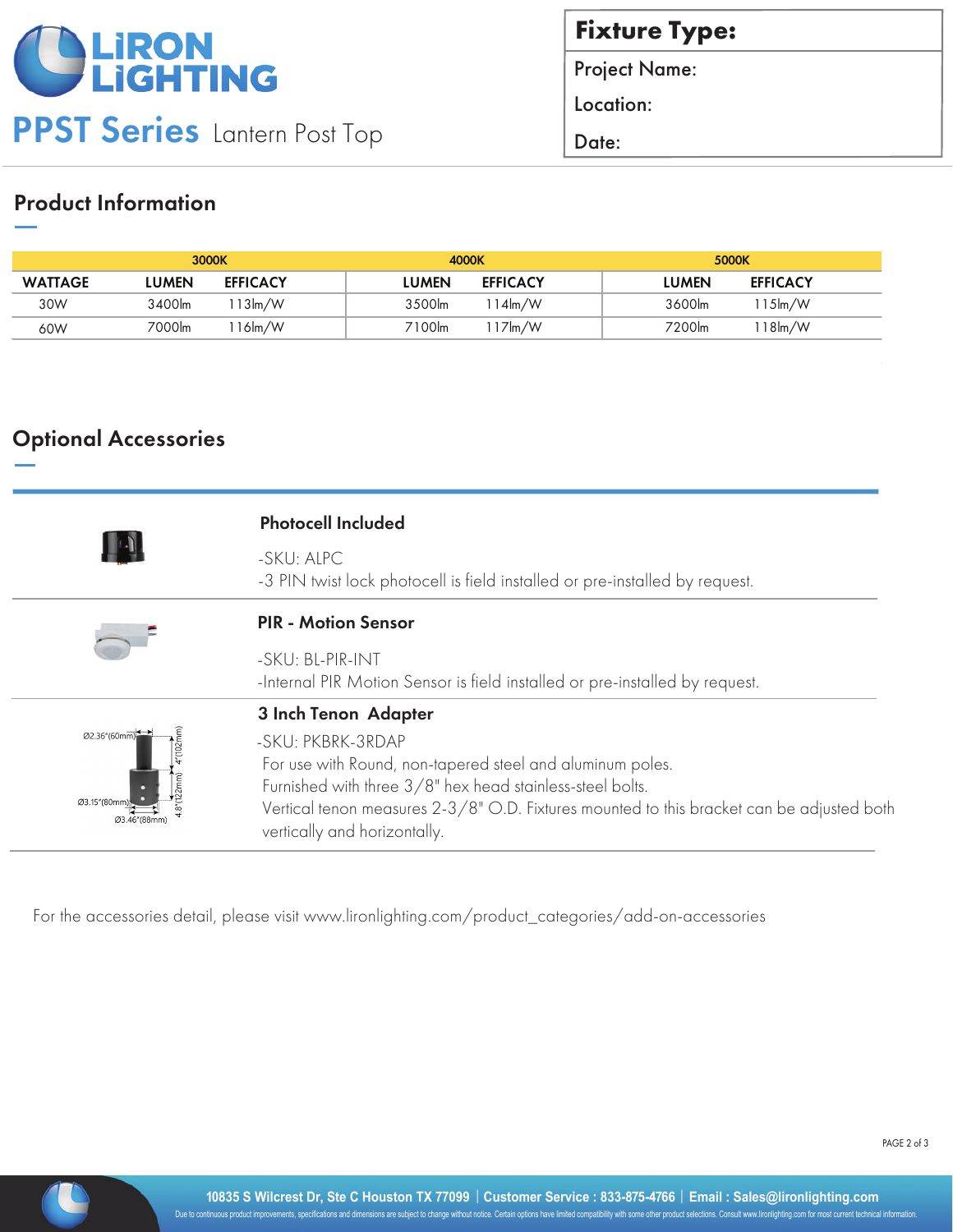# LiRON LiGHTING

## PPST Series Lantern Post Top

| **Fixture Type:** |
|---|
| Project Name: |
| Location: |
| Date: |

## Product Information

| | 3000K | | 4000K | | 5000K | |
|---|---|---|---|---|---|---|
| WATTAGE | LUMEN | EFFICACY | LUMEN | EFFICACY | LUMEN | EFFICACY |
| 30W | 3400lm | 113lm/W | 3500lm | 114lm/W | 3600lm | 115lm/W |
| 60W | 7000lm | 116lm/W | 7100lm | 117lm/W | 7200lm | 118lm/W |

## Optional Accessories

### Photocell Included

-SKU: ALPC
-3 PIN twist lock photocell is field installed or pre-installed by request.

### PIR - Motion Sensor

-SKU: BL-PIR-INT
-Internal PIR Motion Sensor is field installed or pre-installed by request.

### 3 Inch Tenon Adapter

Ø2.36"(60mm) 4"(102mm) 4.8"(122mm) Ø3.15"(80mm) Ø3.46"(88mm)

-SKU: PKBRK-3RDAP
For use with Round, non-tapered steel and aluminum poles.
Furnished with three 3/8" hex head stainless-steel bolts.
Vertical tenon measures 2-3/8" O.D. Fixtures mounted to this bracket can be adjusted both vertically and horizontally.

For the accessories detail, please visit www.lironlighting.com/product_categories/add-on-accessories

10835 S Wilcrest Dr, Ste C Houston TX 77099 | Customer Service : 833-875-4766 | Email : Sales@lironlighting.com

Due to continuous product improvements, specifications and dimensions are subject to change without notice. Certain options have limited compatibility with some other product selections. Consult www.lironlighting.com for most current technical information.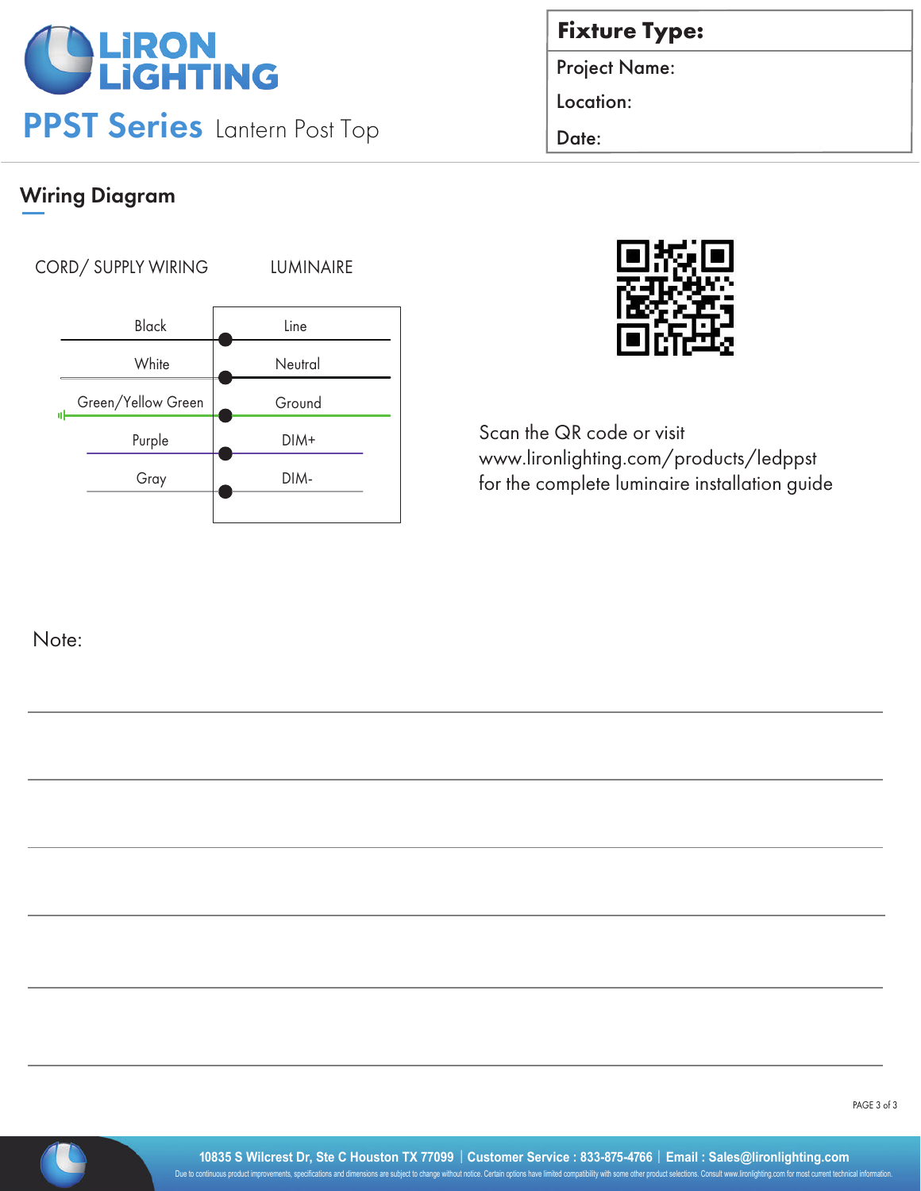LIRON LIGHTING

# PPST Series Lantern Post Top

| Fixture Type: |
|---|
| Project Name: |
| Location: |
| Date: |

## Wiring Diagram

| CORD/ SUPPLY WIRING | LUMINAIRE |
|---|---|
| Black | Line |
| White | Neutral |
| Green/Yellow Green | Ground |
| Purple | DIM+ |
| Gray | DIM- |

Scan the QR code or visit www.lironlighting.com/products/ledppst for the complete luminaire installation guide

Note:

10835 S Wilcrest Dr, Ste C Houston TX 77099 | Customer Service : 833-875-4766 | Email : Sales@lironlighting.com

Due to continuous product improvements, specifications and dimensions are subject to change without notice. Certain options have limited compatibility with some other product selections. Consult www.lironlighting.com for most current technical information.